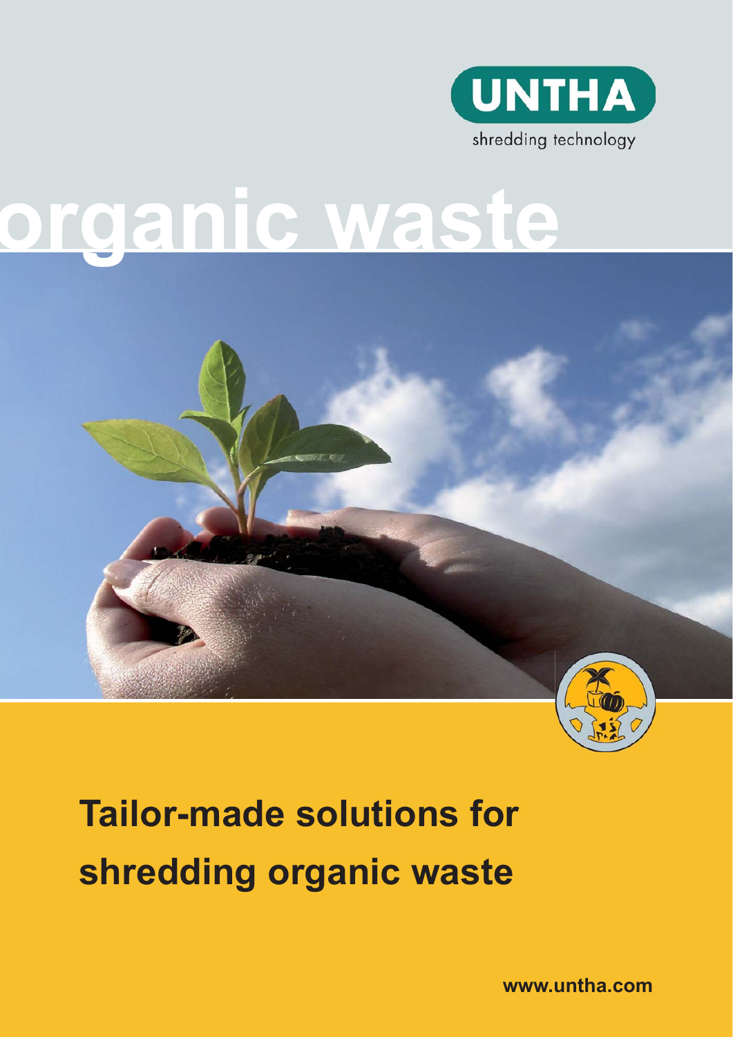UNTHA

shredding technology

# organic waste

## Tailor-made solutions for shredding organic waste

www.untha.com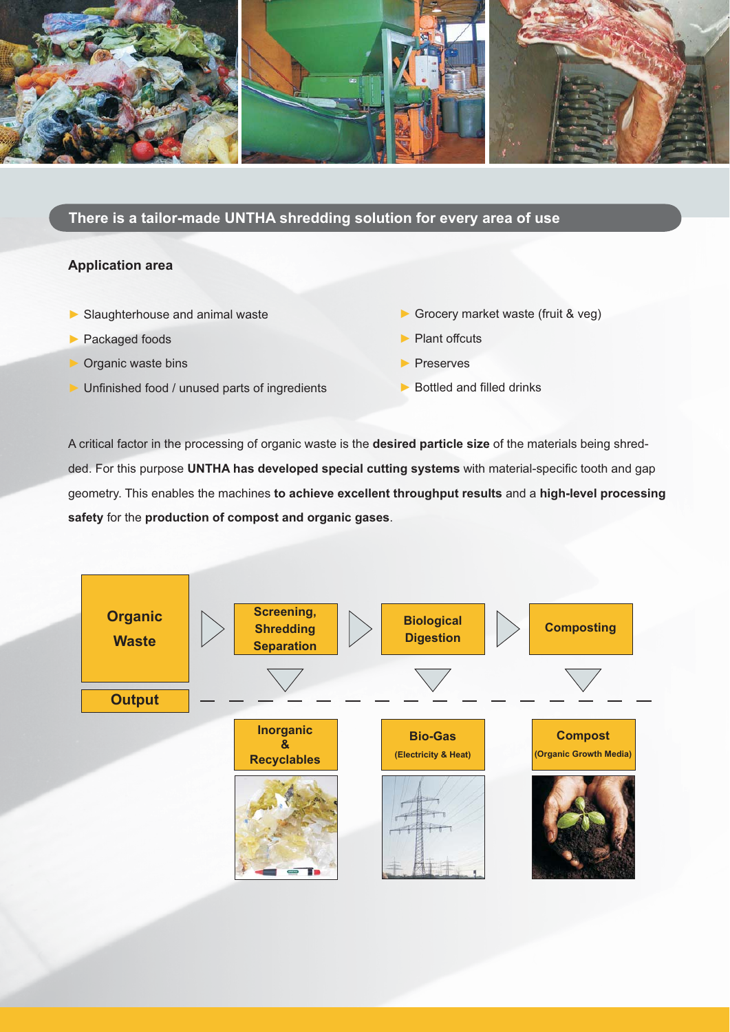## There is a tailor-made UNTHA shredding solution for every area of use

### Application area

- Slaughterhouse and animal waste
- Packaged foods
- Organic waste bins
- Unfinished food / unused parts of ingredients
- Grocery market waste (fruit & veg)
- Plant offcuts
- Preserves
- Bottled and filled drinks

A critical factor in the processing of organic waste is the **desired particle size** of the materials being shredded. For this purpose **UNTHA has developed special cutting systems** with material-specific tooth and gap geometry. This enables the machines **to achieve excellent throughput results** and a **high-level processing safety** for the **production of compost and organic gases**.

**Organic Waste** → **Screening, Shredding Separation** → **Biological Digestion** → **Composting**

**Output**

- **Inorganic & Recyclables**
- **Bio-Gas** (Electricity & Heat)
- **Compost** (Organic Growth Media)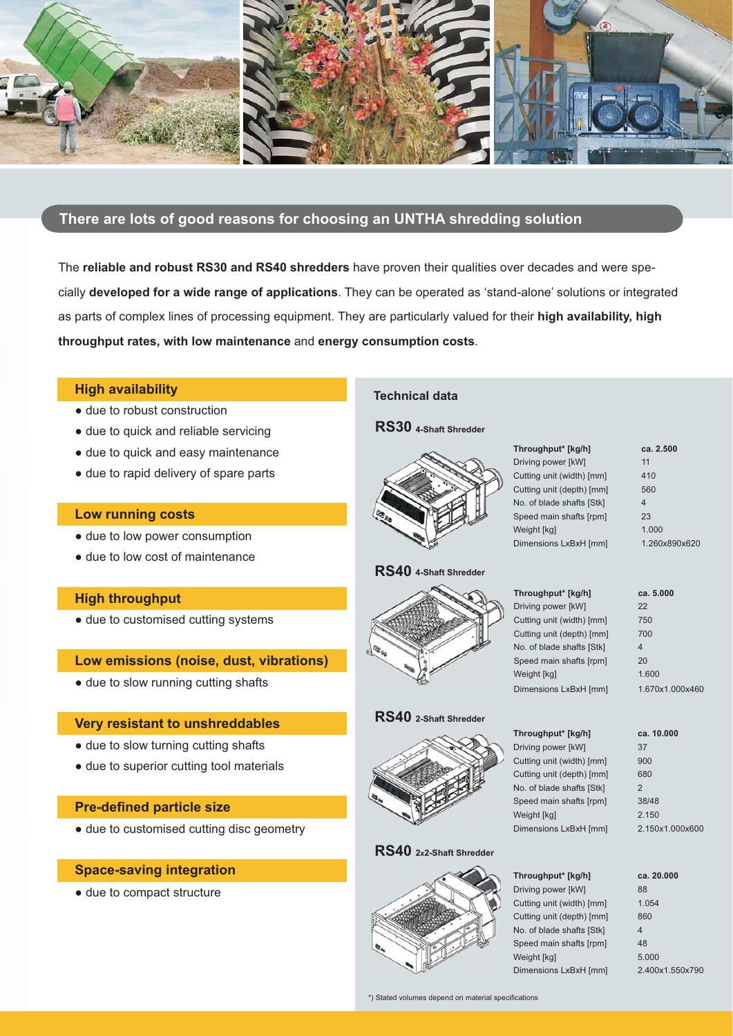## There are lots of good reasons for choosing an UNTHA shredding solution

The **reliable and robust RS30 and RS40 shredders** have proven their qualities over decades and were specially **developed for a wide range of applications**. They can be operated as 'stand-alone' solutions or integrated as parts of complex lines of processing equipment. They are particularly valued for their **high availability, high throughput rates, with low maintenance** and **energy consumption costs**.

### High availability

- due to robust construction
- due to quick and reliable servicing
- due to quick and easy maintenance
- due to rapid delivery of spare parts

### Low running costs

- due to low power consumption
- due to low cost of maintenance

### High throughput

- due to customised cutting systems

### Low emissions (noise, dust, vibrations)

- due to slow running cutting shafts

### Very resistant to unshreddables

- due to slow turning cutting shafts
- due to superior cutting tool materials

### Pre-defined particle size

- due to customised cutting disc geometry

### Space-saving integration

- due to compact structure

### Technical data

#### RS30 4-Shaft Shredder

| | |
|---|---|
| **Throughput* [kg/h]** | **ca. 2.500** |
| Driving power [kW] | 11 |
| Cutting unit (width) [mm] | 410 |
| Cutting unit (depth) [mm] | 560 |
| No. of blade shafts [Stk] | 4 |
| Speed main shafts [rpm] | 23 |
| Weight [kg] | 1.000 |
| Dimensions LxBxH [mm] | 1.260x890x620 |

#### RS40 4-Shaft Shredder

| | |
|---|---|
| **Throughput* [kg/h]** | **ca. 5.000** |
| Driving power [kW] | 22 |
| Cutting unit (width) [mm] | 750 |
| Cutting unit (depth) [mm] | 700 |
| No. of blade shafts [Stk] | 4 |
| Speed main shafts [rpm] | 20 |
| Weight [kg] | 1.600 |
| Dimensions LxBxH [mm] | 1.670x1.000x460 |

#### RS40 2-Shaft Shredder

| | |
|---|---|
| **Throughput* [kg/h]** | **ca. 10.000** |
| Driving power [kW] | 37 |
| Cutting unit (width) [mm] | 900 |
| Cutting unit (depth) [mm] | 680 |
| No. of blade shafts [Stk] | 2 |
| Speed main shafts [rpm] | 38/48 |
| Weight [kg] | 2.150 |
| Dimensions LxBxH [mm] | 2.150x1.000x600 |

#### RS40 2x2-Shaft Shredder

| | |
|---|---|
| **Throughput* [kg/h]** | **ca. 20.000** |
| Driving power [kW] | 88 |
| Cutting unit (width) [mm] | 1.054 |
| Cutting unit (depth) [mm] | 860 |
| No. of blade shafts [Stk] | 4 |
| Speed main shafts [rpm] | 48 |
| Weight [kg] | 5.000 |
| Dimensions LxBxH [mm] | 2.400x1.550x790 |

*) Stated volumes depend on material specifications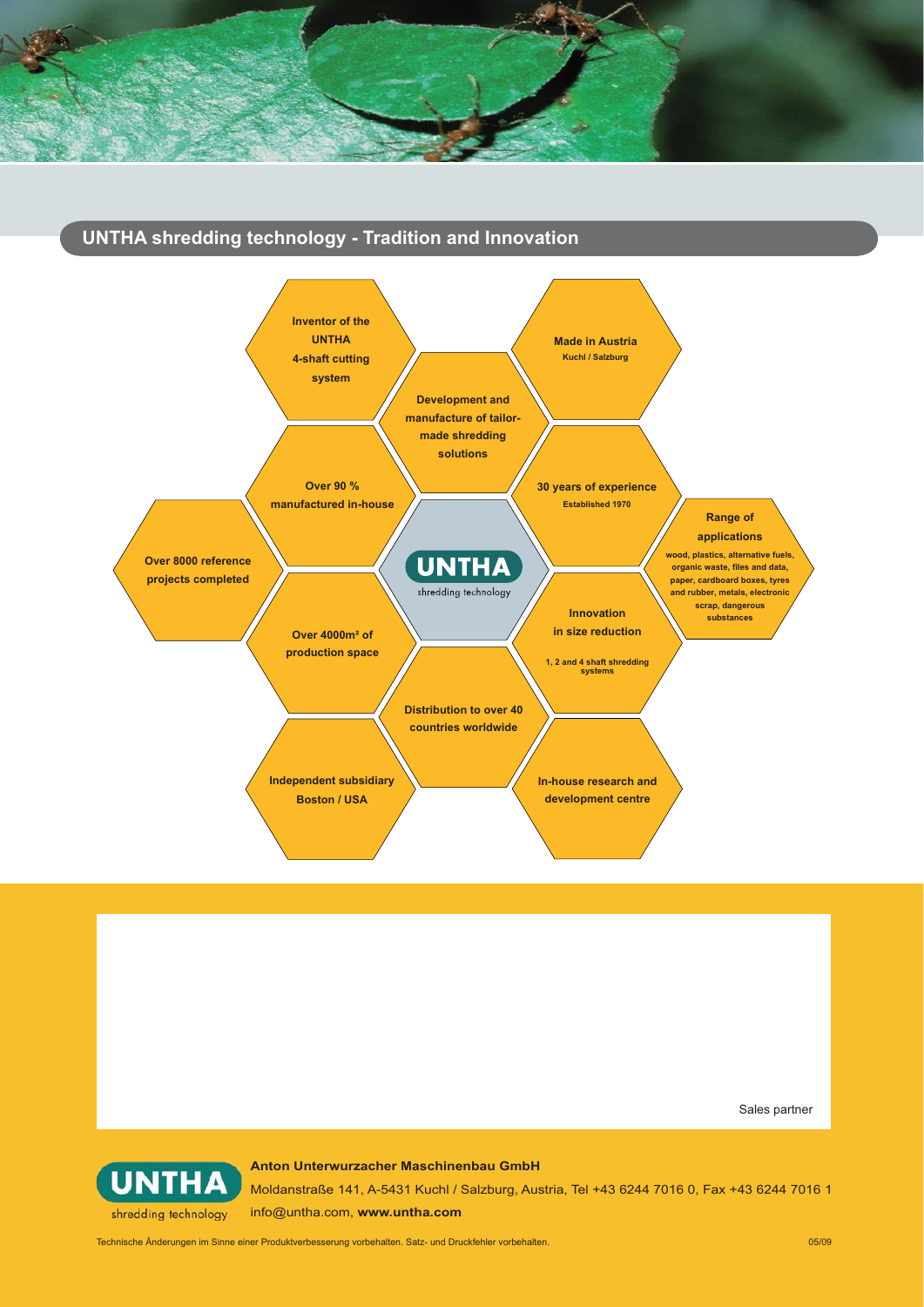## UNTHA shredding technology - Tradition and Innovation

**Inventor of the UNTHA 4-shaft cutting system**

**Made in Austria**
Kuchl / Salzburg

**Development and manufacture of tailor-made shredding solutions**

**Over 90 % manufactured in-house**

**30 years of experience**
Established 1970

**Range of applications**
wood, plastics, alternative fuels, organic waste, files and data, paper, cardboard boxes, tyres and rubber, metals, electronic scrap, dangerous substances

**Over 8000 reference projects completed**

**UNTHA**
shredding technology

**Innovation in size reduction**
1, 2 and 4 shaft shredding systems

**Over 4000m² of production space**

**Distribution to over 40 countries worldwide**

**Independent subsidiary Boston / USA**

**In-house research and development centre**

Sales partner

UNTHA shredding technology

**Anton Unterwurzacher Maschinenbau GmbH**
Moldanstraße 141, A-5431 Kuchl / Salzburg, Austria, Tel +43 6244 7016 0, Fax +43 6244 7016 1
info@untha.com, **www.untha.com**

Technische Änderungen im Sinne einer Produktverbesserung vorbehalten. Satz- und Druckfehler vorbehalten.

05/09